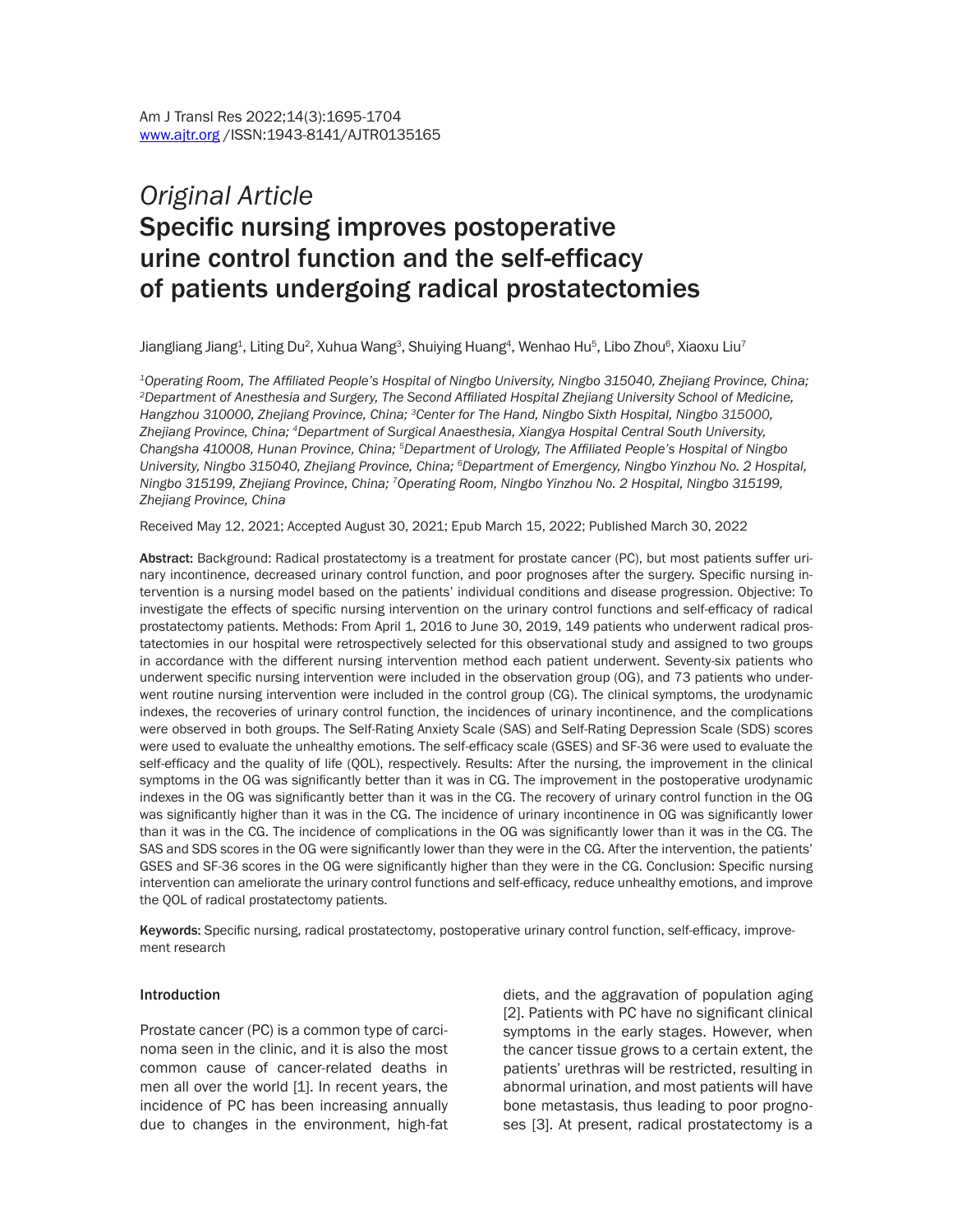*Original Article*

# Specific nursing improves postoperative urine control function and the self-efficacy of patients undergoing radical prostatectomies

Jiangliang Jiang[1], Liting Du[2], Xuhua Wang[3], Shuiying Huang[4], Wenhao Hu[5], Libo Zhou[6], Xiaoxu Liu[7]

*[1]Operating Room, The Affiliated People's Hospital of Ningbo University, Ningbo 315040, Zhejiang Province, China; [2]Department of Anesthesia and Surgery, The Second Affiliated Hospital Zhejiang University School of Medicine, Hangzhou 310000, Zhejiang Province, China; [3]Center for The Hand, Ningbo Sixth Hospital, Ningbo 315000, Zhejiang Province, China; [4]Department of Surgical Anaesthesia, Xiangya Hospital Central South University, Changsha 410008, Hunan Province, China; [5]Department of Urology, The Affiliated People's Hospital of Ningbo University, Ningbo 315040, Zhejiang Province, China; [6]Department of Emergency, Ningbo Yinzhou No. 2 Hospital, Ningbo 315199, Zhejiang Province, China; [7]Operating Room, Ningbo Yinzhou No. 2 Hospital, Ningbo 315199, Zhejiang Province, China*

Received May 12, 2021; Accepted August 30, 2021; Epub March 15, 2022; Published March 30, 2022

**Abstract:** Background: Radical prostatectomy is a treatment for prostate cancer (PC), but most patients suffer urinary incontinence, decreased urinary control function, and poor prognoses after the surgery. Specific nursing intervention is a nursing model based on the patients' individual conditions and disease progression. Objective: To investigate the effects of specific nursing intervention on the urinary control functions and self-efficacy of radical prostatectomy patients. Methods: From April 1, 2016 to June 30, 2019, 149 patients who underwent radical prostatectomies in our hospital were retrospectively selected for this observational study and assigned to two groups in accordance with the different nursing intervention method each patient underwent. Seventy-six patients who underwent specific nursing intervention were included in the observation group (OG), and 73 patients who underwent routine nursing intervention were included in the control group (CG). The clinical symptoms, the urodynamic indexes, the recoveries of urinary control function, the incidences of urinary incontinence, and the complications were observed in both groups. The Self-Rating Anxiety Scale (SAS) and Self-Rating Depression Scale (SDS) scores were used to evaluate the unhealthy emotions. The self-efficacy scale (GSES) and SF-36 were used to evaluate the self-efficacy and the quality of life (QOL), respectively. Results: After the nursing, the improvement in the clinical symptoms in the OG was significantly better than it was in CG. The improvement in the postoperative urodynamic indexes in the OG was significantly better than it was in the CG. The recovery of urinary control function in the OG was significantly higher than it was in the CG. The incidence of urinary incontinence in OG was significantly lower than it was in the CG. The incidence of complications in the OG was significantly lower than it was in the CG. The SAS and SDS scores in the OG were significantly lower than they were in the CG. After the intervention, the patients' GSES and SF-36 scores in the OG were significantly higher than they were in the CG. Conclusion: Specific nursing intervention can ameliorate the urinary control functions and self-efficacy, reduce unhealthy emotions, and improve the QOL of radical prostatectomy patients.

**Keywords:** Specific nursing, radical prostatectomy, postoperative urinary control function, self-efficacy, improvement research

## Introduction

Prostate cancer (PC) is a common type of carcinoma seen in the clinic, and it is also the most common cause of cancer-related deaths in men all over the world [1]. In recent years, the incidence of PC has been increasing annually due to changes in the environment, high-fat diets, and the aggravation of population aging [2]. Patients with PC have no significant clinical symptoms in the early stages. However, when the cancer tissue grows to a certain extent, the patients' urethras will be restricted, resulting in abnormal urination, and most patients will have bone metastasis, thus leading to poor prognoses [3]. At present, radical prostatectomy is a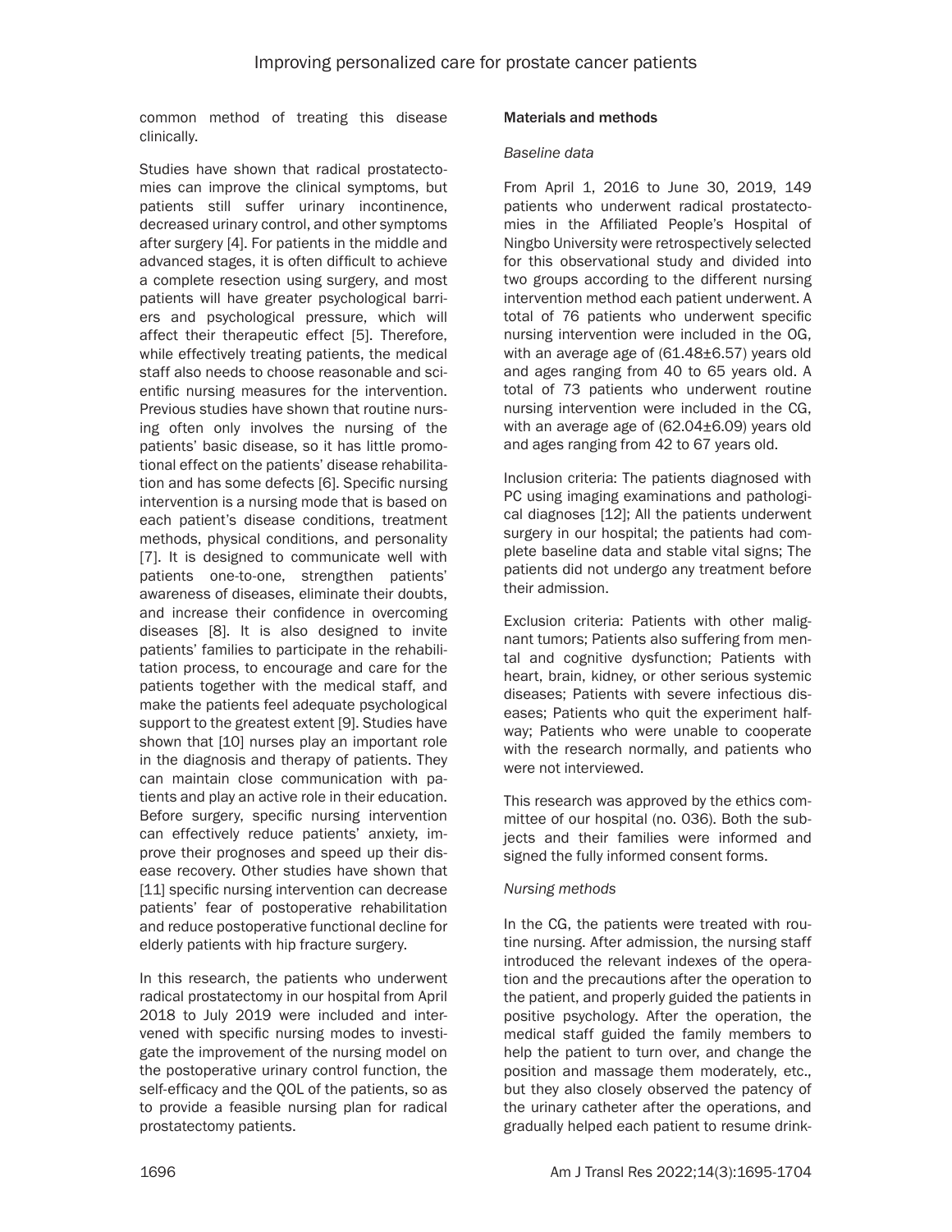common method of treating this disease clinically.

Studies have shown that radical prostatectomies can improve the clinical symptoms, but patients still suffer urinary incontinence, decreased urinary control, and other symptoms after surgery [4]. For patients in the middle and advanced stages, it is often difficult to achieve a complete resection using surgery, and most patients will have greater psychological barriers and psychological pressure, which will affect their therapeutic effect [5]. Therefore, while effectively treating patients, the medical staff also needs to choose reasonable and scientific nursing measures for the intervention. Previous studies have shown that routine nursing often only involves the nursing of the patients' basic disease, so it has little promotional effect on the patients' disease rehabilitation and has some defects [6]. Specific nursing intervention is a nursing mode that is based on each patient's disease conditions, treatment methods, physical conditions, and personality [7]. It is designed to communicate well with patients one-to-one, strengthen patients' awareness of diseases, eliminate their doubts, and increase their confidence in overcoming diseases [8]. It is also designed to invite patients' families to participate in the rehabilitation process, to encourage and care for the patients together with the medical staff, and make the patients feel adequate psychological support to the greatest extent [9]. Studies have shown that [10] nurses play an important role in the diagnosis and therapy of patients. They can maintain close communication with patients and play an active role in their education. Before surgery, specific nursing intervention can effectively reduce patients' anxiety, improve their prognoses and speed up their disease recovery. Other studies have shown that [11] specific nursing intervention can decrease patients' fear of postoperative rehabilitation and reduce postoperative functional decline for elderly patients with hip fracture surgery.

In this research, the patients who underwent radical prostatectomy in our hospital from April 2018 to July 2019 were included and intervened with specific nursing modes to investigate the improvement of the nursing model on the postoperative urinary control function, the self-efficacy and the QOL of the patients, so as to provide a feasible nursing plan for radical prostatectomy patients.

## Materials and methods

### *Baseline data*

From April 1, 2016 to June 30, 2019, 149 patients who underwent radical prostatectomies in the Affiliated People's Hospital of Ningbo University were retrospectively selected for this observational study and divided into two groups according to the different nursing intervention method each patient underwent. A total of 76 patients who underwent specific nursing intervention were included in the OG, with an average age of (61.48±6.57) years old and ages ranging from 40 to 65 years old. A total of 73 patients who underwent routine nursing intervention were included in the CG, with an average age of (62.04±6.09) years old and ages ranging from 42 to 67 years old.

Inclusion criteria: The patients diagnosed with PC using imaging examinations and pathological diagnoses [12]; All the patients underwent surgery in our hospital; the patients had complete baseline data and stable vital signs; The patients did not undergo any treatment before their admission.

Exclusion criteria: Patients with other malignant tumors; Patients also suffering from mental and cognitive dysfunction; Patients with heart, brain, kidney, or other serious systemic diseases; Patients with severe infectious diseases; Patients who quit the experiment halfway; Patients who were unable to cooperate with the research normally, and patients who were not interviewed.

This research was approved by the ethics committee of our hospital (no. 036). Both the subjects and their families were informed and signed the fully informed consent forms.

### *Nursing methods*

In the CG, the patients were treated with routine nursing. After admission, the nursing staff introduced the relevant indexes of the operation and the precautions after the operation to the patient, and properly guided the patients in positive psychology. After the operation, the medical staff guided the family members to help the patient to turn over, and change the position and massage them moderately, etc., but they also closely observed the patency of the urinary catheter after the operations, and gradually helped each patient to resume drink-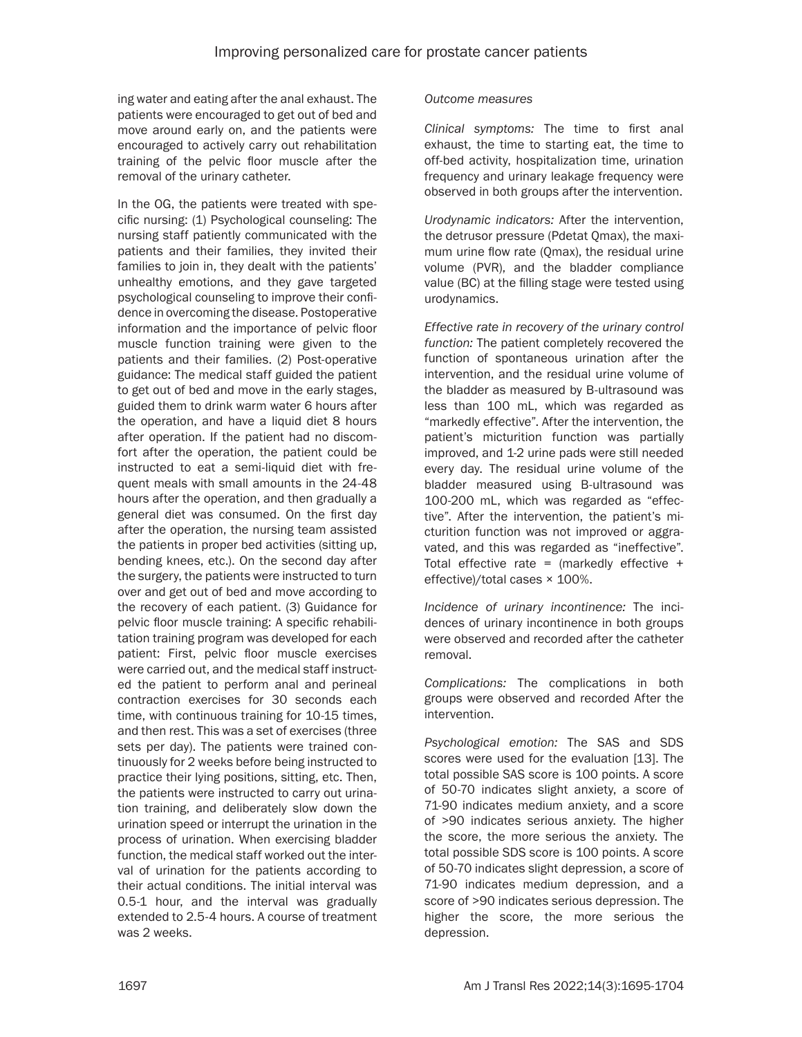ing water and eating after the anal exhaust. The patients were encouraged to get out of bed and move around early on, and the patients were encouraged to actively carry out rehabilitation training of the pelvic floor muscle after the removal of the urinary catheter.

In the OG, the patients were treated with specific nursing: (1) Psychological counseling: The nursing staff patiently communicated with the patients and their families, they invited their families to join in, they dealt with the patients' unhealthy emotions, and they gave targeted psychological counseling to improve their confidence in overcoming the disease. Postoperative information and the importance of pelvic floor muscle function training were given to the patients and their families. (2) Post-operative guidance: The medical staff guided the patient to get out of bed and move in the early stages, guided them to drink warm water 6 hours after the operation, and have a liquid diet 8 hours after operation. If the patient had no discomfort after the operation, the patient could be instructed to eat a semi-liquid diet with frequent meals with small amounts in the 24-48 hours after the operation, and then gradually a general diet was consumed. On the first day after the operation, the nursing team assisted the patients in proper bed activities (sitting up, bending knees, etc.). On the second day after the surgery, the patients were instructed to turn over and get out of bed and move according to the recovery of each patient. (3) Guidance for pelvic floor muscle training: A specific rehabilitation training program was developed for each patient: First, pelvic floor muscle exercises were carried out, and the medical staff instructed the patient to perform anal and perineal contraction exercises for 30 seconds each time, with continuous training for 10-15 times, and then rest. This was a set of exercises (three sets per day). The patients were trained continuously for 2 weeks before being instructed to practice their lying positions, sitting, etc. Then, the patients were instructed to carry out urination training, and deliberately slow down the urination speed or interrupt the urination in the process of urination. When exercising bladder function, the medical staff worked out the interval of urination for the patients according to their actual conditions. The initial interval was 0.5-1 hour, and the interval was gradually extended to 2.5-4 hours. A course of treatment was 2 weeks.

*Outcome measures*

*Clinical symptoms:* The time to first anal exhaust, the time to starting eat, the time to off-bed activity, hospitalization time, urination frequency and urinary leakage frequency were observed in both groups after the intervention.

*Urodynamic indicators:* After the intervention, the detrusor pressure (Pdetat Qmax), the maximum urine flow rate (Qmax), the residual urine volume (PVR), and the bladder compliance value (BC) at the filling stage were tested using urodynamics.

*Effective rate in recovery of the urinary control function:* The patient completely recovered the function of spontaneous urination after the intervention, and the residual urine volume of the bladder as measured by B-ultrasound was less than 100 mL, which was regarded as "markedly effective". After the intervention, the patient's micturition function was partially improved, and 1-2 urine pads were still needed every day. The residual urine volume of the bladder measured using B-ultrasound was 100-200 mL, which was regarded as "effective". After the intervention, the patient's micturition function was not improved or aggravated, and this was regarded as "ineffective". Total effective rate = (markedly effective + effective)/total cases × 100%.

*Incidence of urinary incontinence:* The incidences of urinary incontinence in both groups were observed and recorded after the catheter removal.

*Complications:* The complications in both groups were observed and recorded After the intervention.

*Psychological emotion:* The SAS and SDS scores were used for the evaluation [13]. The total possible SAS score is 100 points. A score of 50-70 indicates slight anxiety, a score of 71-90 indicates medium anxiety, and a score of >90 indicates serious anxiety. The higher the score, the more serious the anxiety. The total possible SDS score is 100 points. A score of 50-70 indicates slight depression, a score of 71-90 indicates medium depression, and a score of >90 indicates serious depression. The higher the score, the more serious the depression.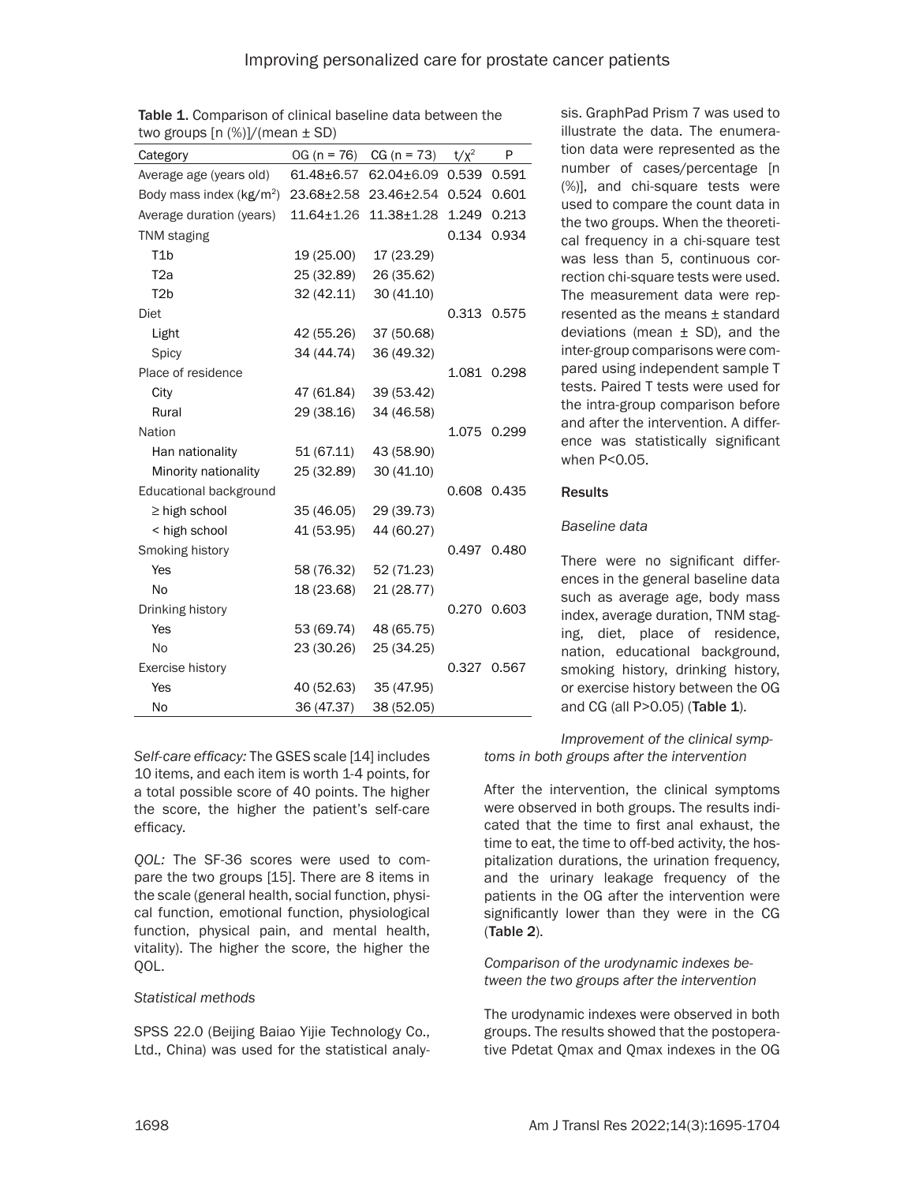Table 1. Comparison of clinical baseline data between the two groups [n (%)]/(mean ± SD)

| Category | OG (n = 76) | CG (n = 73) | $t/\chi^2$ | P |
|---|---|---|---|---|
| Average age (years old) | 61.48±6.57 | 62.04±6.09 | 0.539 | 0.591 |
| Body mass index (kg/m$^2$) | 23.68±2.58 | 23.46±2.54 | 0.524 | 0.601 |
| Average duration (years) | 11.64±1.26 | 11.38±1.28 | 1.249 | 0.213 |
| TNM staging | | | 0.134 | 0.934 |
| T1b | 19 (25.00) | 17 (23.29) | | |
| T2a | 25 (32.89) | 26 (35.62) | | |
| T2b | 32 (42.11) | 30 (41.10) | | |
| Diet | | | 0.313 | 0.575 |
| Light | 42 (55.26) | 37 (50.68) | | |
| Spicy | 34 (44.74) | 36 (49.32) | | |
| Place of residence | | | 1.081 | 0.298 |
| City | 47 (61.84) | 39 (53.42) | | |
| Rural | 29 (38.16) | 34 (46.58) | | |
| Nation | | | 1.075 | 0.299 |
| Han nationality | 51 (67.11) | 43 (58.90) | | |
| Minority nationality | 25 (32.89) | 30 (41.10) | | |
| Educational background | | | 0.608 | 0.435 |
| ≥ high school | 35 (46.05) | 29 (39.73) | | |
| < high school | 41 (53.95) | 44 (60.27) | | |
| Smoking history | | | 0.497 | 0.480 |
| Yes | 58 (76.32) | 52 (71.23) | | |
| No | 18 (23.68) | 21 (28.77) | | |
| Drinking history | | | 0.270 | 0.603 |
| Yes | 53 (69.74) | 48 (65.75) | | |
| No | 23 (30.26) | 25 (34.25) | | |
| Exercise history | | | 0.327 | 0.567 |
| Yes | 40 (52.63) | 35 (47.95) | | |
| No | 36 (47.37) | 38 (52.05) | | |

*Self-care efficacy:* The GSES scale [14] includes 10 items, and each item is worth 1-4 points, for a total possible score of 40 points. The higher the score, the higher the patient's self-care efficacy.

*QOL:* The SF-36 scores were used to compare the two groups [15]. There are 8 items in the scale (general health, social function, physical function, emotional function, physiological function, physical pain, and mental health, vitality). The higher the score, the higher the QOL.

*Statistical methods*

SPSS 22.0 (Beijing Baiao Yijie Technology Co., Ltd., China) was used for the statistical analysis. GraphPad Prism 7 was used to illustrate the data. The enumeration data were represented as the number of cases/percentage [n (%)], and chi-square tests were used to compare the count data in the two groups. When the theoretical frequency in a chi-square test was less than 5, continuous correction chi-square tests were used. The measurement data were represented as the means ± standard deviations (mean ± SD), and the inter-group comparisons were compared using independent sample T tests. Paired T tests were used for the intra-group comparison before and after the intervention. A difference was statistically significant when $P<0.05$.

## Results

*Baseline data*

There were no significant differences in the general baseline data such as average age, body mass index, average duration, TNM staging, diet, place of residence, nation, educational background, smoking history, drinking history, or exercise history between the OG and CG (all $P>0.05$) (**Table 1**).

*Improvement of the clinical symptoms in both groups after the intervention*

After the intervention, the clinical symptoms were observed in both groups. The results indicated that the time to first anal exhaust, the time to eat, the time to off-bed activity, the hospitalization durations, the urination frequency, and the urinary leakage frequency of the patients in the OG after the intervention were significantly lower than they were in the CG (**Table 2**).

*Comparison of the urodynamic indexes between the two groups after the intervention*

The urodynamic indexes were observed in both groups. The results showed that the postoperative Pdetat Qmax and Qmax indexes in the OG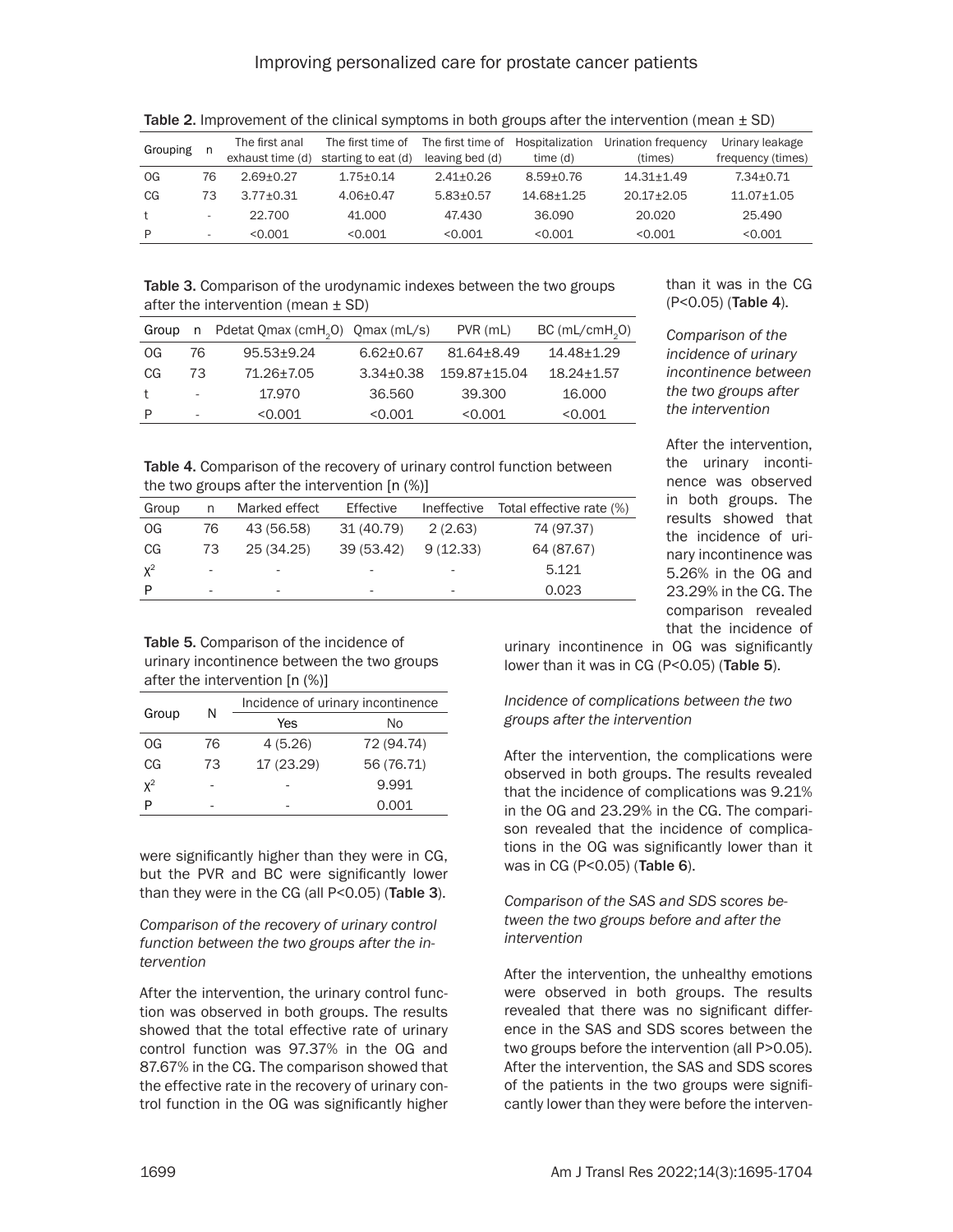Table 2. Improvement of the clinical symptoms in both groups after the intervention (mean ± SD)

| Grouping | n | The first anal exhaust time (d) | The first time of starting to eat (d) | The first time of leaving bed (d) | Hospitalization time (d) | Urination frequency (times) | Urinary leakage frequency (times) |
|---|---|---|---|---|---|---|---|
| OG | 76 | 2.69±0.27 | 1.75±0.14 | 2.41±0.26 | 8.59±0.76 | 14.31±1.49 | 7.34±0.71 |
| CG | 73 | 3.77±0.31 | 4.06±0.47 | 5.83±0.57 | 14.68±1.25 | 20.17±2.05 | 11.07±1.05 |
| t | - | 22.700 | 41.000 | 47.430 | 36.090 | 20.020 | 25.490 |
| P | - | <0.001 | <0.001 | <0.001 | <0.001 | <0.001 | <0.001 |

Table 3. Comparison of the urodynamic indexes between the two groups after the intervention (mean ± SD)

| Group | n | Pdetat Qmax ($cmH_2O$) | Qmax (mL/s) | PVR (mL) | BC (mL/$cmH_2O$) |
|---|---|---|---|---|---|
| OG | 76 | 95.53±9.24 | 6.62±0.67 | 81.64±8.49 | 14.48±1.29 |
| CG | 73 | 71.26±7.05 | 3.34±0.38 | 159.87±15.04 | 18.24±1.57 |
| t | - | 17.970 | 36.560 | 39.300 | 16.000 |
| P | - | <0.001 | <0.001 | <0.001 | <0.001 |

Table 4. Comparison of the recovery of urinary control function between the two groups after the intervention [n (%)]

| Group | n | Marked effect | Effective | Ineffective | Total effective rate (%) |
|---|---|---|---|---|---|
| OG | 76 | 43 (56.58) | 31 (40.79) | 2 (2.63) | 74 (97.37) |
| CG | 73 | 25 (34.25) | 39 (53.42) | 9 (12.33) | 64 (87.67) |
| $\chi^2$ | - | - | - | - | 5.121 |
| P | - | - | - | - | 0.023 |

Table 5. Comparison of the incidence of urinary incontinence between the two groups after the intervention [n (%)]

| Group | N | Incidence of urinary incontinence | |
|---|---|---|---|
| | | Yes | No |
| OG | 76 | 4 (5.26) | 72 (94.74) |
| CG | 73 | 17 (23.29) | 56 (76.71) |
| $\chi^2$ | - | - | 9.991 |
| P | - | - | 0.001 |

were significantly higher than they were in CG, but the PVR and BC were significantly lower than they were in the CG (all P<0.05) (Table 3).

*Comparison of the recovery of urinary control function between the two groups after the intervention*

After the intervention, the urinary control function was observed in both groups. The results showed that the total effective rate of urinary control function was 97.37% in the OG and 87.67% in the CG. The comparison showed that the effective rate in the recovery of urinary control function in the OG was significantly higher than it was in the CG (P<0.05) (Table 4).

*Comparison of the incidence of urinary incontinence between the two groups after the intervention*

After the intervention, the urinary incontinence was observed in both groups. The results showed that the incidence of urinary incontinence was 5.26% in the OG and 23.29% in the CG. The comparison revealed that the incidence of urinary incontinence in OG was significantly lower than it was in CG (P<0.05) (Table 5).

*Incidence of complications between the two groups after the intervention*

After the intervention, the complications were observed in both groups. The results revealed that the incidence of complications was 9.21% in the OG and 23.29% in the CG. The comparison revealed that the incidence of complications in the OG was significantly lower than it was in CG (P<0.05) (Table 6).

*Comparison of the SAS and SDS scores between the two groups before and after the intervention*

After the intervention, the unhealthy emotions were observed in both groups. The results revealed that there was no significant difference in the SAS and SDS scores between the two groups before the intervention (all P>0.05). After the intervention, the SAS and SDS scores of the patients in the two groups were significantly lower than they were before the interven-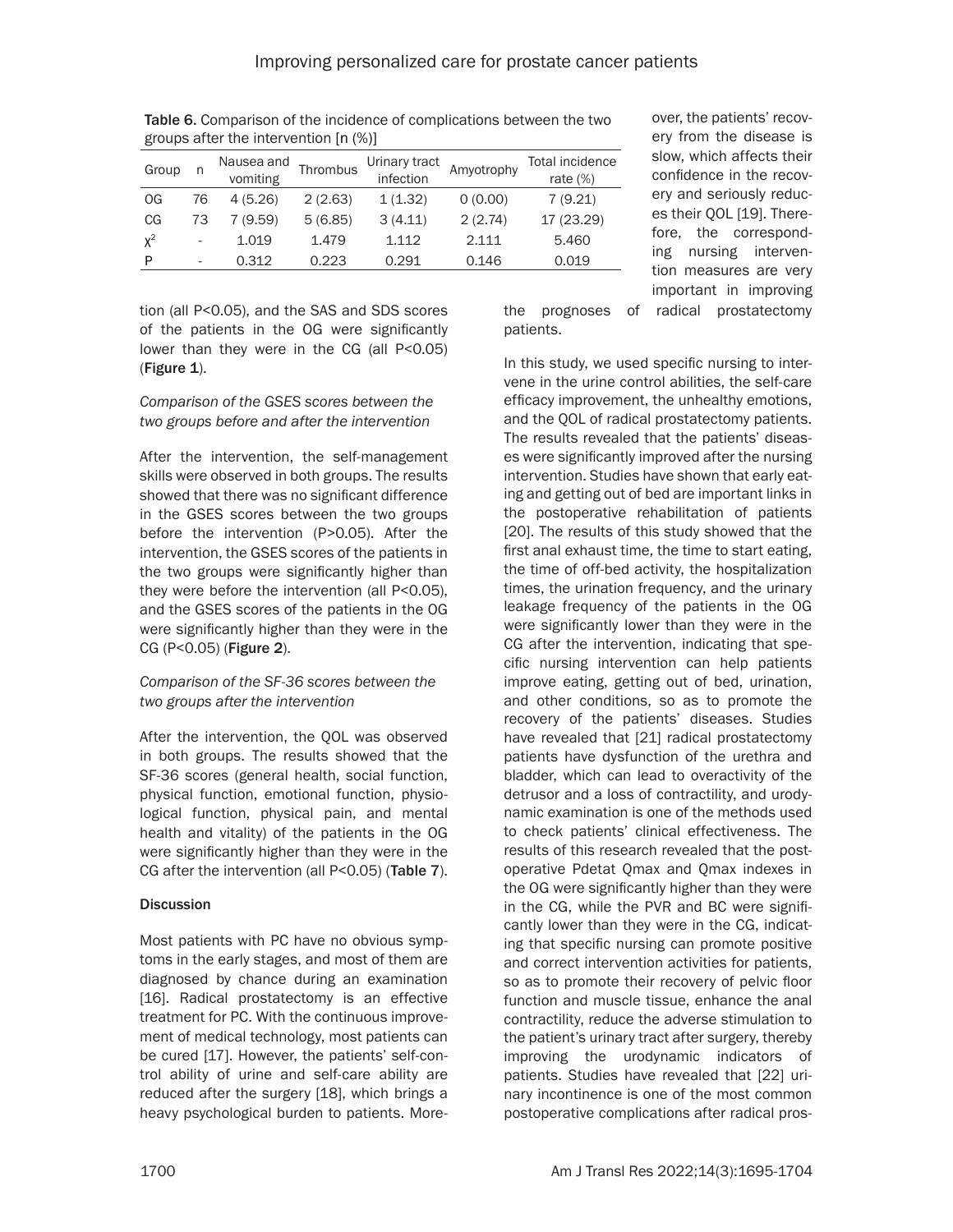Table 6. Comparison of the incidence of complications between the two groups after the intervention [n (%)]

| Group | n | Nausea and vomiting | Thrombus | Urinary tract infection | Amyotrophy | Total incidence rate (%) |
|---|---|---|---|---|---|---|
| OG | 76 | 4 (5.26) | 2 (2.63) | 1 (1.32) | 0 (0.00) | 7 (9.21) |
| CG | 73 | 7 (9.59) | 5 (6.85) | 3 (4.11) | 2 (2.74) | 17 (23.29) |
| $\chi^2$ | - | 1.019 | 1.479 | 1.112 | 2.111 | 5.460 |
| P | - | 0.312 | 0.223 | 0.291 | 0.146 | 0.019 |

tion (all P<0.05), and the SAS and SDS scores of the patients in the OG were significantly lower than they were in the CG (all P<0.05) (**Figure 1**).

*Comparison of the GSES scores between the two groups before and after the intervention*

After the intervention, the self-management skills were observed in both groups. The results showed that there was no significant difference in the GSES scores between the two groups before the intervention (P>0.05). After the intervention, the GSES scores of the patients in the two groups were significantly higher than they were before the intervention (all P<0.05), and the GSES scores of the patients in the OG were significantly higher than they were in the CG (P<0.05) (**Figure 2**).

*Comparison of the SF-36 scores between the two groups after the intervention*

After the intervention, the QOL was observed in both groups. The results showed that the SF-36 scores (general health, social function, physical function, emotional function, physiological function, physical pain, and mental health and vitality) of the patients in the OG were significantly higher than they were in the CG after the intervention (all P<0.05) (**Table 7**).

## Discussion

Most patients with PC have no obvious symptoms in the early stages, and most of them are diagnosed by chance during an examination [16]. Radical prostatectomy is an effective treatment for PC. With the continuous improvement of medical technology, most patients can be cured [17]. However, the patients' self-control ability of urine and self-care ability are reduced after the surgery [18], which brings a heavy psychological burden to patients. Moreover, the patients' recovery from the disease is slow, which affects their confidence in the recovery and seriously reduces their QOL [19]. Therefore, the corresponding nursing intervention measures are very important in improving the prognoses of radical prostatectomy patients.

In this study, we used specific nursing to intervene in the urine control abilities, the self-care efficacy improvement, the unhealthy emotions, and the QOL of radical prostatectomy patients. The results revealed that the patients' diseases were significantly improved after the nursing intervention. Studies have shown that early eating and getting out of bed are important links in the postoperative rehabilitation of patients [20]. The results of this study showed that the first anal exhaust time, the time to start eating, the time of off-bed activity, the hospitalization times, the urination frequency, and the urinary leakage frequency of the patients in the OG were significantly lower than they were in the CG after the intervention, indicating that specific nursing intervention can help patients improve eating, getting out of bed, urination, and other conditions, so as to promote the recovery of the patients' diseases. Studies have revealed that [21] radical prostatectomy patients have dysfunction of the urethra and bladder, which can lead to overactivity of the detrusor and a loss of contractility, and urodynamic examination is one of the methods used to check patients' clinical effectiveness. The results of this research revealed that the postoperative Pdetat Qmax and Qmax indexes in the OG were significantly higher than they were in the CG, while the PVR and BC were significantly lower than they were in the CG, indicating that specific nursing can promote positive and correct intervention activities for patients, so as to promote their recovery of pelvic floor function and muscle tissue, enhance the anal contractility, reduce the adverse stimulation to the patient's urinary tract after surgery, thereby improving the urodynamic indicators of patients. Studies have revealed that [22] urinary incontinence is one of the most common postoperative complications after radical pros-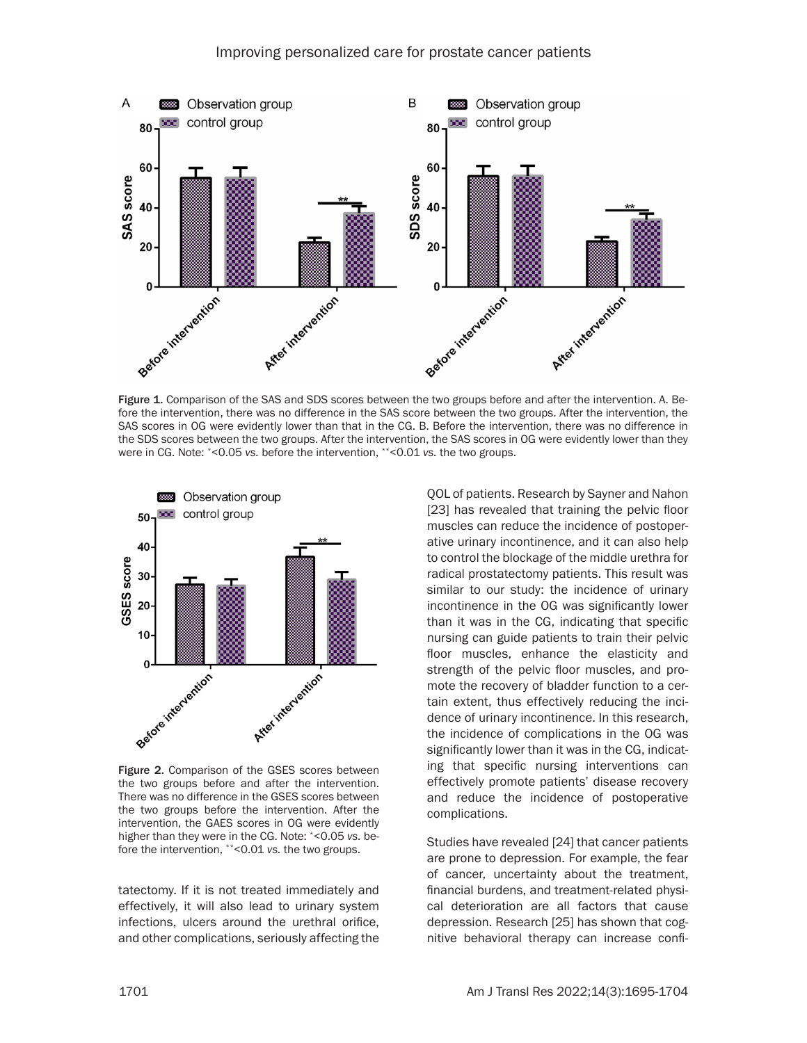Figure 1. Comparison of the SAS and SDS scores between the two groups before and after the intervention. A. Before the intervention, there was no difference in the SAS score between the two groups. After the intervention, the SAS scores in OG were evidently lower than that in the CG. B. Before the intervention, there was no difference in the SDS scores between the two groups. After the intervention, the SAS scores in OG were evidently lower than they were in CG. Note: *<0.05 *vs.* before the intervention, **<0.01 *vs.* the two groups.

Figure 2. Comparison of the GSES scores between the two groups before and after the intervention. There was no difference in the GSES scores between the two groups before the intervention. After the intervention, the GAES scores in OG were evidently higher than they were in the CG. Note: *<0.05 *vs.* before the intervention, **<0.01 *vs.* the two groups.

tatectomy. If it is not treated immediately and effectively, it will also lead to urinary system infections, ulcers around the urethral orifice, and other complications, seriously affecting the QOL of patients. Research by Sayner and Nahon [23] has revealed that training the pelvic floor muscles can reduce the incidence of postoperative urinary incontinence, and it can also help to control the blockage of the middle urethra for radical prostatectomy patients. This result was similar to our study: the incidence of urinary incontinence in the OG was significantly lower than it was in the CG, indicating that specific nursing can guide patients to train their pelvic floor muscles, enhance the elasticity and strength of the pelvic floor muscles, and promote the recovery of bladder function to a certain extent, thus effectively reducing the incidence of urinary incontinence. In this research, the incidence of complications in the OG was significantly lower than it was in the CG, indicating that specific nursing interventions can effectively promote patients' disease recovery and reduce the incidence of postoperative complications.

Studies have revealed [24] that cancer patients are prone to depression. For example, the fear of cancer, uncertainty about the treatment, financial burdens, and treatment-related physical deterioration are all factors that cause depression. Research [25] has shown that cognitive behavioral therapy can increase confi-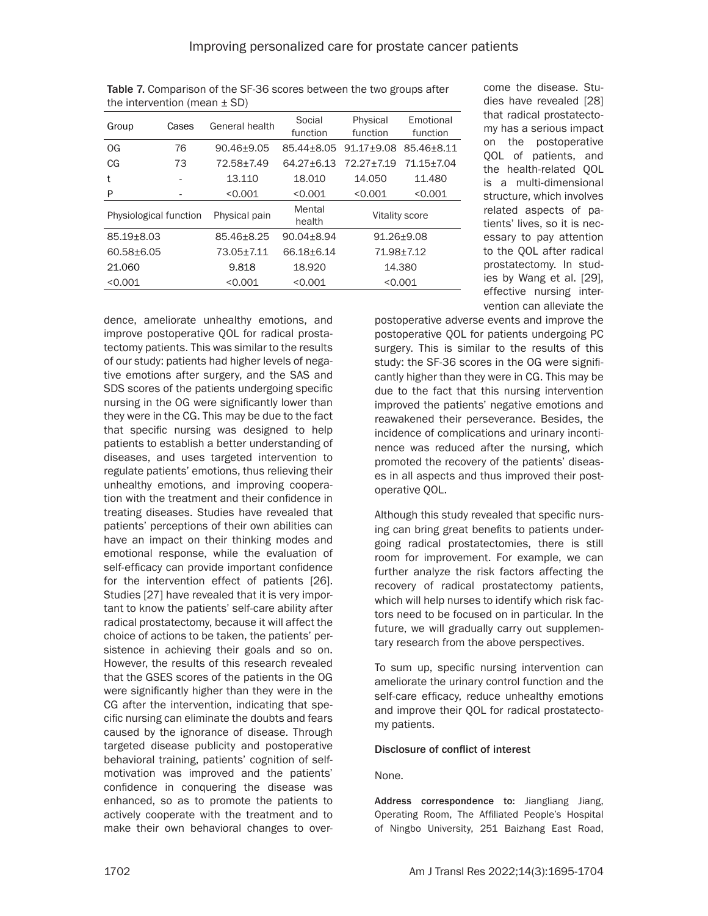Table 7. Comparison of the SF-36 scores between the two groups after the intervention (mean ± SD)

| Group | Cases | General health | Social function | Physical function | Emotional function |
|---|---|---|---|---|---|
| OG | 76 | 90.46±9.05 | 85.44±8.05 | 91.17±9.08 | 85.46±8.11 |
| CG | 73 | 72.58±7.49 | 64.27±6.13 | 72.27±7.19 | 71.15±7.04 |
| t | - | 13.110 | 18.010 | 14.050 | 11.480 |
| P | - | <0.001 | <0.001 | <0.001 | <0.001 |

| Physiological function | Physical pain | Mental health | Vitality score |
|---|---|---|---|
| 85.19±8.03 | 85.46±8.25 | 90.04±8.94 | 91.26±9.08 |
| 60.58±6.05 | 73.05±7.11 | 66.18±6.14 | 71.98±7.12 |
| 21.060 | 9.818 | 18.920 | 14.380 |
| <0.001 | <0.001 | <0.001 | <0.001 |

dence, ameliorate unhealthy emotions, and improve postoperative QOL for radical prostatectomy patients. This was similar to the results of our study: patients had higher levels of negative emotions after surgery, and the SAS and SDS scores of the patients undergoing specific nursing in the OG were significantly lower than they were in the CG. This may be due to the fact that specific nursing was designed to help patients to establish a better understanding of diseases, and uses targeted intervention to regulate patients' emotions, thus relieving their unhealthy emotions, and improving cooperation with the treatment and their confidence in treating diseases. Studies have revealed that patients' perceptions of their own abilities can have an impact on their thinking modes and emotional response, while the evaluation of self-efficacy can provide important confidence for the intervention effect of patients [26]. Studies [27] have revealed that it is very important to know the patients' self-care ability after radical prostatectomy, because it will affect the choice of actions to be taken, the patients' persistence in achieving their goals and so on. However, the results of this research revealed that the GSES scores of the patients in the OG were significantly higher than they were in the CG after the intervention, indicating that specific nursing can eliminate the doubts and fears caused by the ignorance of disease. Through targeted disease publicity and postoperative behavioral training, patients' cognition of self-motivation was improved and the patients' confidence in conquering the disease was enhanced, so as to promote the patients to actively cooperate with the treatment and to make their own behavioral changes to overcome the disease. Studies have revealed [28] that radical prostatectomy has a serious impact on the postoperative QOL of patients, and the health-related QOL is a multi-dimensional structure, which involves related aspects of patients' lives, so it is necessary to pay attention to the QOL after radical prostatectomy. In studies by Wang et al. [29], effective nursing intervention can alleviate the postoperative adverse events and improve the postoperative QOL for patients undergoing PC surgery. This is similar to the results of this study: the SF-36 scores in the OG were significantly higher than they were in CG. This may be due to the fact that this nursing intervention improved the patients' negative emotions and reawakened their perseverance. Besides, the incidence of complications and urinary incontinence was reduced after the nursing, which promoted the recovery of the patients' diseases in all aspects and thus improved their postoperative QOL.

Although this study revealed that specific nursing can bring great benefits to patients undergoing radical prostatectomies, there is still room for improvement. For example, we can further analyze the risk factors affecting the recovery of radical prostatectomy patients, which will help nurses to identify which risk factors need to be focused on in particular. In the future, we will gradually carry out supplementary research from the above perspectives.

To sum up, specific nursing intervention can ameliorate the urinary control function and the self-care efficacy, reduce unhealthy emotions and improve their QOL for radical prostatectomy patients.

#### Disclosure of conflict of interest

None.

**Address correspondence to:** Jiangliang Jiang, Operating Room, The Affiliated People's Hospital of Ningbo University, 251 Baizhang East Road,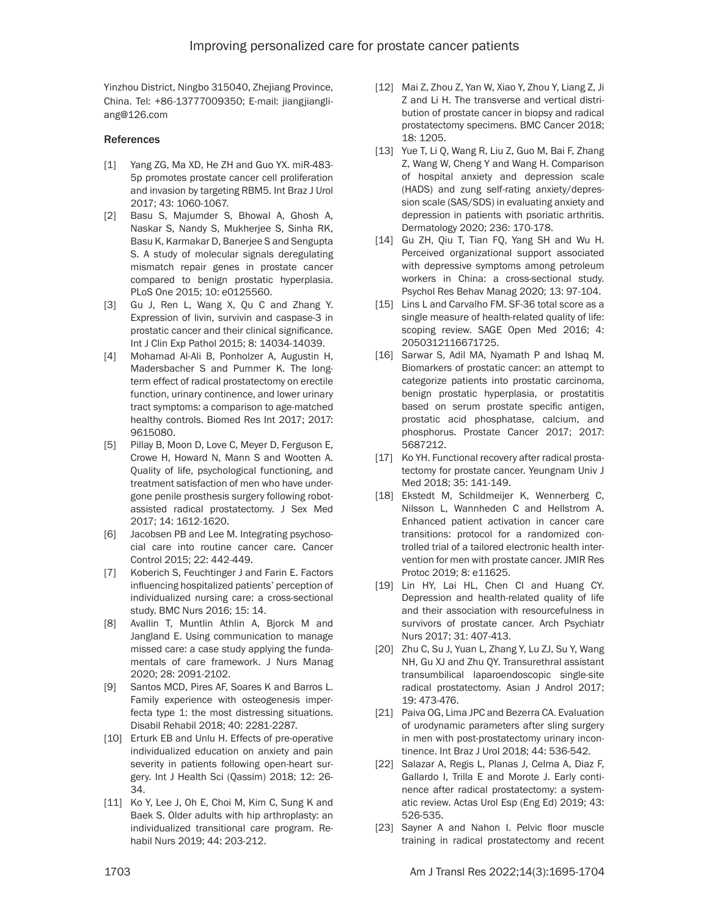Yinzhou District, Ningbo 315040, Zhejiang Province, China. Tel: +86-13777009350; E-mail: jiangjiangliang@126.com

## References

[1] Yang ZG, Ma XD, He ZH and Guo YX. miR-483-5p promotes prostate cancer cell proliferation and invasion by targeting RBM5. Int Braz J Urol 2017; 43: 1060-1067.

[2] Basu S, Majumder S, Bhowal A, Ghosh A, Naskar S, Nandy S, Mukherjee S, Sinha RK, Basu K, Karmakar D, Banerjee S and Sengupta S. A study of molecular signals deregulating mismatch repair genes in prostate cancer compared to benign prostatic hyperplasia. PLoS One 2015; 10: e0125560.

[3] Gu J, Ren L, Wang X, Qu C and Zhang Y. Expression of livin, survivin and caspase-3 in prostatic cancer and their clinical significance. Int J Clin Exp Pathol 2015; 8: 14034-14039.

[4] Mohamad Al-Ali B, Ponholzer A, Augustin H, Madersbacher S and Pummer K. The long-term effect of radical prostatectomy on erectile function, urinary continence, and lower urinary tract symptoms: a comparison to age-matched healthy controls. Biomed Res Int 2017; 2017: 9615080.

[5] Pillay B, Moon D, Love C, Meyer D, Ferguson E, Crowe H, Howard N, Mann S and Wootten A. Quality of life, psychological functioning, and treatment satisfaction of men who have undergone penile prosthesis surgery following robot-assisted radical prostatectomy. J Sex Med 2017; 14: 1612-1620.

[6] Jacobsen PB and Lee M. Integrating psychosocial care into routine cancer care. Cancer Control 2015; 22: 442-449.

[7] Koberich S, Feuchtinger J and Farin E. Factors influencing hospitalized patients' perception of individualized nursing care: a cross-sectional study. BMC Nurs 2016; 15: 14.

[8] Avallin T, Muntlin Athlin A, Bjorck M and Jangland E. Using communication to manage missed care: a case study applying the fundamentals of care framework. J Nurs Manag 2020; 28: 2091-2102.

[9] Santos MCD, Pires AF, Soares K and Barros L. Family experience with osteogenesis imperfecta type 1: the most distressing situations. Disabil Rehabil 2018; 40: 2281-2287.

[10] Erturk EB and Unlu H. Effects of pre-operative individualized education on anxiety and pain severity in patients following open-heart surgery. Int J Health Sci (Qassim) 2018; 12: 26-34.

[11] Ko Y, Lee J, Oh E, Choi M, Kim C, Sung K and Baek S. Older adults with hip arthroplasty: an individualized transitional care program. Rehabil Nurs 2019; 44: 203-212.

[12] Mai Z, Zhou Z, Yan W, Xiao Y, Zhou Y, Liang Z, Ji Z and Li H. The transverse and vertical distribution of prostate cancer in biopsy and radical prostatectomy specimens. BMC Cancer 2018; 18: 1205.

[13] Yue T, Li Q, Wang R, Liu Z, Guo M, Bai F, Zhang Z, Wang W, Cheng Y and Wang H. Comparison of hospital anxiety and depression scale (HADS) and zung self-rating anxiety/depression scale (SAS/SDS) in evaluating anxiety and depression in patients with psoriatic arthritis. Dermatology 2020; 236: 170-178.

[14] Gu ZH, Qiu T, Tian FQ, Yang SH and Wu H. Perceived organizational support associated with depressive symptoms among petroleum workers in China: a cross-sectional study. Psychol Res Behav Manag 2020; 13: 97-104.

[15] Lins L and Carvalho FM. SF-36 total score as a single measure of health-related quality of life: scoping review. SAGE Open Med 2016; 4: 2050312116671725.

[16] Sarwar S, Adil MA, Nyamath P and Ishaq M. Biomarkers of prostatic cancer: an attempt to categorize patients into prostatic carcinoma, benign prostatic hyperplasia, or prostatitis based on serum prostate specific antigen, prostatic acid phosphatase, calcium, and phosphorus. Prostate Cancer 2017; 2017: 5687212.

[17] Ko YH. Functional recovery after radical prostatectomy for prostate cancer. Yeungnam Univ J Med 2018; 35: 141-149.

[18] Ekstedt M, Schildmeijer K, Wennerberg C, Nilsson L, Wannheden C and Hellstrom A. Enhanced patient activation in cancer care transitions: protocol for a randomized controlled trial of a tailored electronic health intervention for men with prostate cancer. JMIR Res Protoc 2019; 8: e11625.

[19] Lin HY, Lai HL, Chen CI and Huang CY. Depression and health-related quality of life and their association with resourcefulness in survivors of prostate cancer. Arch Psychiatr Nurs 2017; 31: 407-413.

[20] Zhu C, Su J, Yuan L, Zhang Y, Lu ZJ, Su Y, Wang NH, Gu XJ and Zhu QY. Transurethral assistant transumbilical laparoendoscopic single-site radical prostatectomy. Asian J Androl 2017; 19: 473-476.

[21] Paiva OG, Lima JPC and Bezerra CA. Evaluation of urodynamic parameters after sling surgery in men with post-prostatectomy urinary incontinence. Int Braz J Urol 2018; 44: 536-542.

[22] Salazar A, Regis L, Planas J, Celma A, Diaz F, Gallardo I, Trilla E and Morote J. Early continence after radical prostatectomy: a systematic review. Actas Urol Esp (Eng Ed) 2019; 43: 526-535.

[23] Sayner A and Nahon I. Pelvic floor muscle training in radical prostatectomy and recent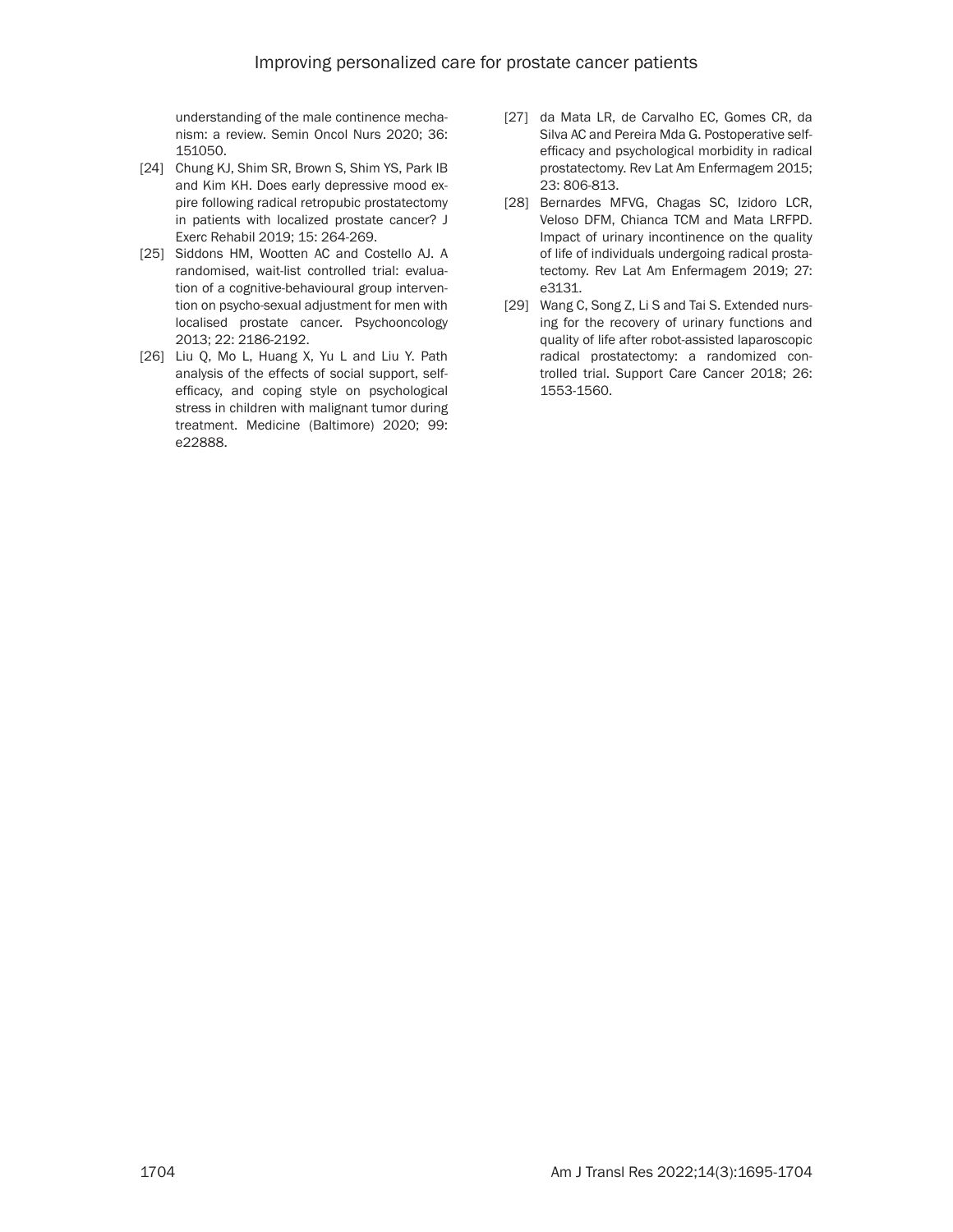understanding of the male continence mechanism: a review. Semin Oncol Nurs 2020; 36: 151050.

[24] Chung KJ, Shim SR, Brown S, Shim YS, Park IB and Kim KH. Does early depressive mood expire following radical retropubic prostatectomy in patients with localized prostate cancer? J Exerc Rehabil 2019; 15: 264-269.

[25] Siddons HM, Wootten AC and Costello AJ. A randomised, wait-list controlled trial: evaluation of a cognitive-behavioural group intervention on psycho-sexual adjustment for men with localised prostate cancer. Psychooncology 2013; 22: 2186-2192.

[26] Liu Q, Mo L, Huang X, Yu L and Liu Y. Path analysis of the effects of social support, self-efficacy, and coping style on psychological stress in children with malignant tumor during treatment. Medicine (Baltimore) 2020; 99: e22888.

[27] da Mata LR, de Carvalho EC, Gomes CR, da Silva AC and Pereira Mda G. Postoperative self-efficacy and psychological morbidity in radical prostatectomy. Rev Lat Am Enfermagem 2015; 23: 806-813.

[28] Bernardes MFVG, Chagas SC, Izidoro LCR, Veloso DFM, Chianca TCM and Mata LRFPD. Impact of urinary incontinence on the quality of life of individuals undergoing radical prostatectomy. Rev Lat Am Enfermagem 2019; 27: e3131.

[29] Wang C, Song Z, Li S and Tai S. Extended nursing for the recovery of urinary functions and quality of life after robot-assisted laparoscopic radical prostatectomy: a randomized controlled trial. Support Care Cancer 2018; 26: 1553-1560.